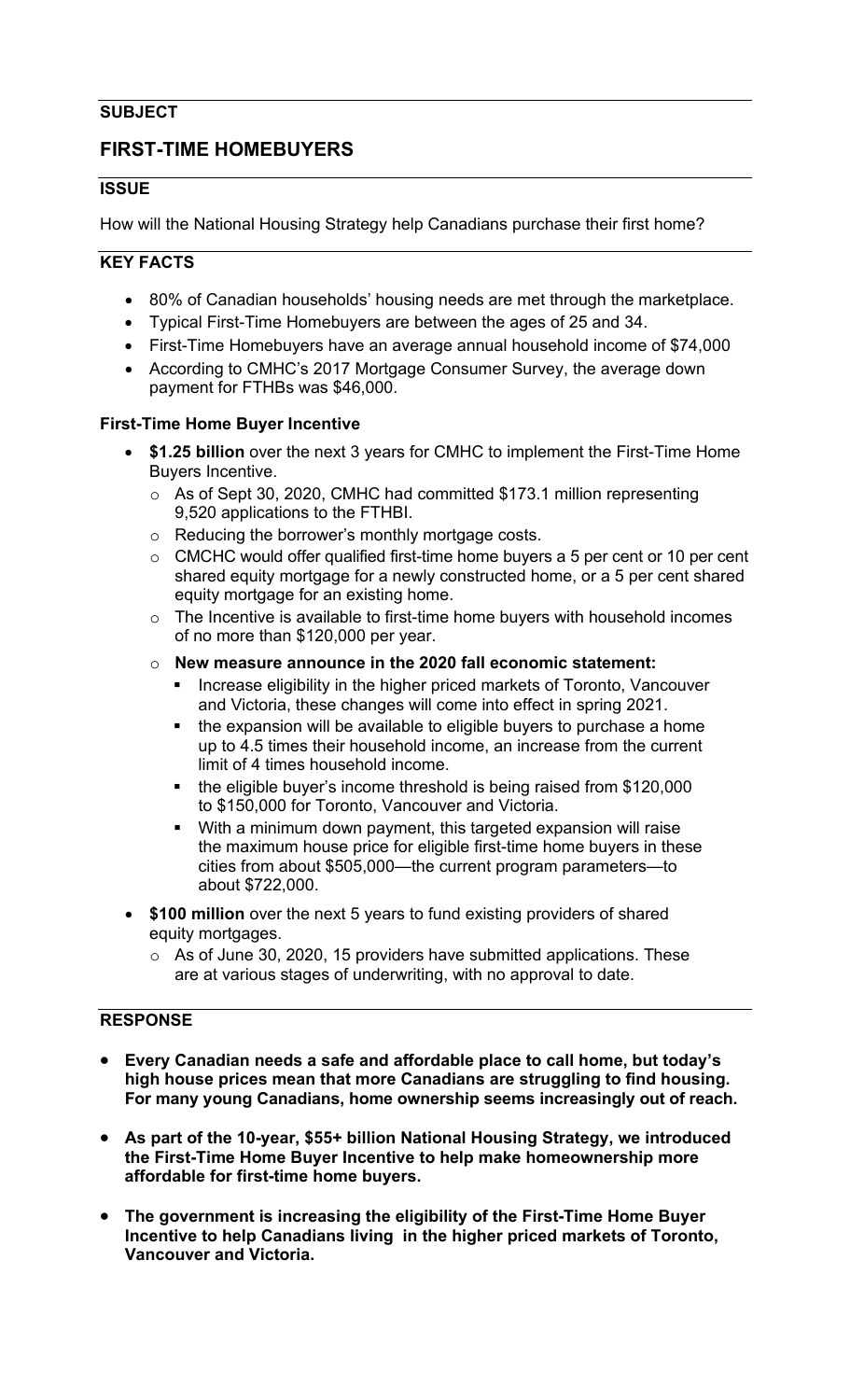**SUBJECT**

## FIRST-TIME HOMEBUYERS

**ISSUE**

How will the National Housing Strategy help Canadians purchase their first home?

**KEY FACTS**

- 80% of Canadian households' housing needs are met through the marketplace.
- Typical First-Time Homebuyers are between the ages of 25 and 34.
- First-Time Homebuyers have an average annual household income of $74,000
- According to CMHC's 2017 Mortgage Consumer Survey, the average down payment for FTHBs was $46,000.

**First-Time Home Buyer Incentive**

- **$1.25 billion** over the next 3 years for CMHC to implement the First-Time Home Buyers Incentive.
  - As of Sept 30, 2020, CMHC had committed $173.1 million representing 9,520 applications to the FTHBI.
  - Reducing the borrower's monthly mortgage costs.
  - CMCHC would offer qualified first-time home buyers a 5 per cent or 10 per cent shared equity mortgage for a newly constructed home, or a 5 per cent shared equity mortgage for an existing home.
  - The Incentive is available to first-time home buyers with household incomes of no more than $120,000 per year.
  - **New measure announce in the 2020 fall economic statement:**
    - Increase eligibility in the higher priced markets of Toronto, Vancouver and Victoria, these changes will come into effect in spring 2021.
    - the expansion will be available to eligible buyers to purchase a home up to 4.5 times their household income, an increase from the current limit of 4 times household income.
    - the eligible buyer's income threshold is being raised from $120,000 to $150,000 for Toronto, Vancouver and Victoria.
    - With a minimum down payment, this targeted expansion will raise the maximum house price for eligible first-time home buyers in these cities from about $505,000—the current program parameters—to about $722,000.
- **$100 million** over the next 5 years to fund existing providers of shared equity mortgages.
  - As of June 30, 2020, 15 providers have submitted applications. These are at various stages of underwriting, with no approval to date.

**RESPONSE**

- **Every Canadian needs a safe and affordable place to call home, but today's high house prices mean that more Canadians are struggling to find housing. For many young Canadians, home ownership seems increasingly out of reach.**
- **As part of the 10-year, $55+ billion National Housing Strategy, we introduced the First-Time Home Buyer Incentive to help make homeownership more affordable for first-time home buyers.**
- **The government is increasing the eligibility of the First-Time Home Buyer Incentive to help Canadians living in the higher priced markets of Toronto, Vancouver and Victoria.**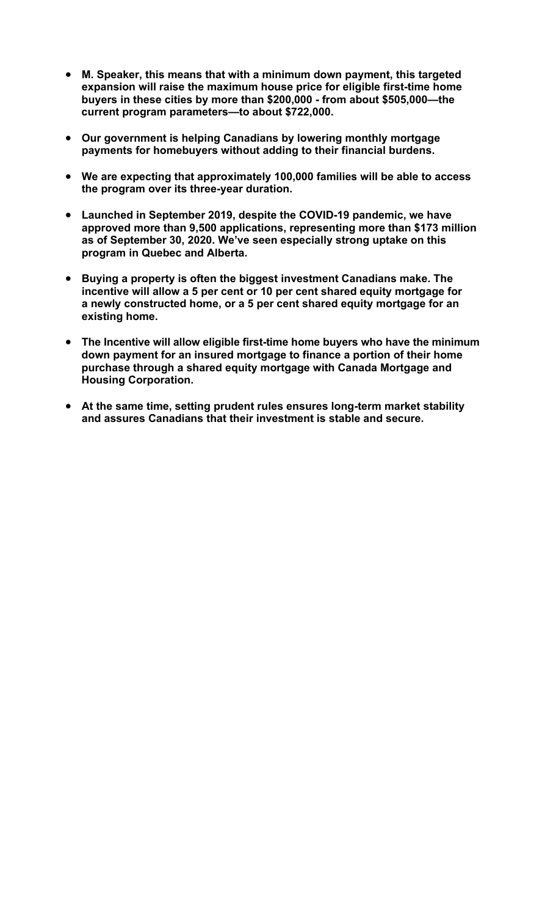- **M. Speaker, this means that with a minimum down payment, this targeted expansion will raise the maximum house price for eligible first-time home buyers in these cities by more than $200,000 - from about $505,000—the current program parameters—to about $722,000.**

- **Our government is helping Canadians by lowering monthly mortgage payments for homebuyers without adding to their financial burdens.**

- **We are expecting that approximately 100,000 families will be able to access the program over its three-year duration.**

- **Launched in September 2019, despite the COVID-19 pandemic, we have approved more than 9,500 applications, representing more than $173 million as of September 30, 2020. We've seen especially strong uptake on this program in Quebec and Alberta.**

- **Buying a property is often the biggest investment Canadians make. The incentive will allow a 5 per cent or 10 per cent shared equity mortgage for a newly constructed home, or a 5 per cent shared equity mortgage for an existing home.**

- **The Incentive will allow eligible first-time home buyers who have the minimum down payment for an insured mortgage to finance a portion of their home purchase through a shared equity mortgage with Canada Mortgage and Housing Corporation.**

- **At the same time, setting prudent rules ensures long-term market stability and assures Canadians that their investment is stable and secure.**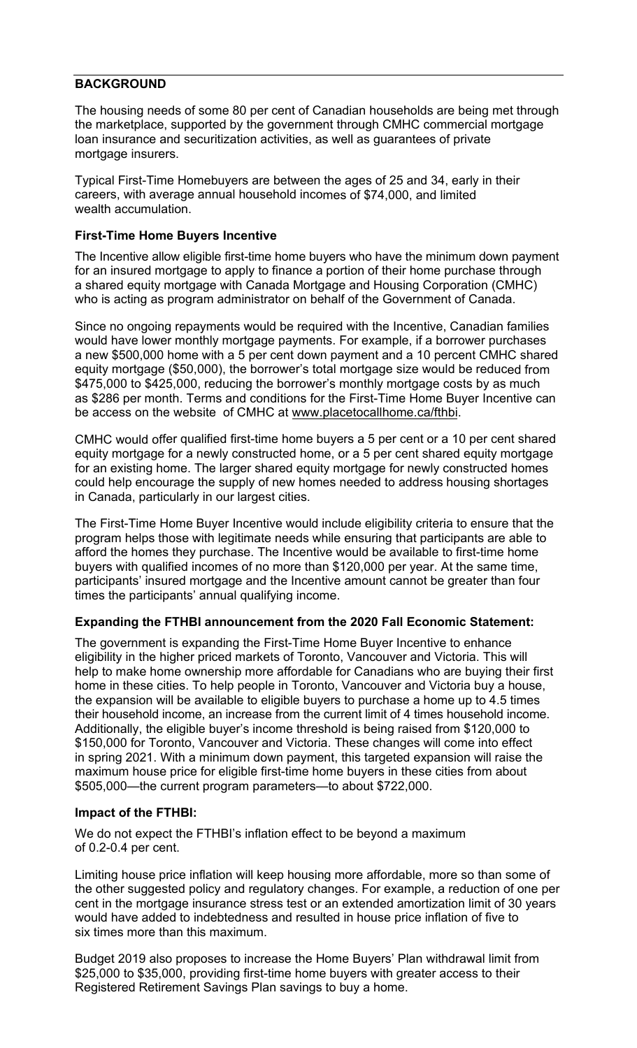## BACKGROUND

The housing needs of some 80 per cent of Canadian households are being met through the marketplace, supported by the government through CMHC commercial mortgage loan insurance and securitization activities, as well as guarantees of private mortgage insurers.

Typical First-Time Homebuyers are between the ages of 25 and 34, early in their careers, with average annual household incomes of $74,000, and limited wealth accumulation.

### First-Time Home Buyers Incentive

The Incentive allow eligible first-time home buyers who have the minimum down payment for an insured mortgage to apply to finance a portion of their home purchase through a shared equity mortgage with Canada Mortgage and Housing Corporation (CMHC) who is acting as program administrator on behalf of the Government of Canada.

Since no ongoing repayments would be required with the Incentive, Canadian families would have lower monthly mortgage payments. For example, if a borrower purchases a new $500,000 home with a 5 per cent down payment and a 10 percent CMHC shared equity mortgage ($50,000), the borrower's total mortgage size would be reduced from $475,000 to $425,000, reducing the borrower's monthly mortgage costs by as much as $286 per month. Terms and conditions for the First-Time Home Buyer Incentive can be access on the website of CMHC at www.placetocallhome.ca/fthbi.

CMHC would offer qualified first-time home buyers a 5 per cent or a 10 per cent shared equity mortgage for a newly constructed home, or a 5 per cent shared equity mortgage for an existing home. The larger shared equity mortgage for newly constructed homes could help encourage the supply of new homes needed to address housing shortages in Canada, particularly in our largest cities.

The First-Time Home Buyer Incentive would include eligibility criteria to ensure that the program helps those with legitimate needs while ensuring that participants are able to afford the homes they purchase. The Incentive would be available to first-time home buyers with qualified incomes of no more than $120,000 per year. At the same time, participants' insured mortgage and the Incentive amount cannot be greater than four times the participants' annual qualifying income.

### Expanding the FTHBI announcement from the 2020 Fall Economic Statement:

The government is expanding the First-Time Home Buyer Incentive to enhance eligibility in the higher priced markets of Toronto, Vancouver and Victoria. This will help to make home ownership more affordable for Canadians who are buying their first home in these cities. To help people in Toronto, Vancouver and Victoria buy a house, the expansion will be available to eligible buyers to purchase a home up to 4.5 times their household income, an increase from the current limit of 4 times household income. Additionally, the eligible buyer's income threshold is being raised from $120,000 to $150,000 for Toronto, Vancouver and Victoria. These changes will come into effect in spring 2021. With a minimum down payment, this targeted expansion will raise the maximum house price for eligible first-time home buyers in these cities from about $505,000—the current program parameters—to about $722,000.

### Impact of the FTHBI:

We do not expect the FTHBI's inflation effect to be beyond a maximum of 0.2-0.4 per cent.

Limiting house price inflation will keep housing more affordable, more so than some of the other suggested policy and regulatory changes. For example, a reduction of one per cent in the mortgage insurance stress test or an extended amortization limit of 30 years would have added to indebtedness and resulted in house price inflation of five to six times more than this maximum.

Budget 2019 also proposes to increase the Home Buyers' Plan withdrawal limit from $25,000 to $35,000, providing first-time home buyers with greater access to their Registered Retirement Savings Plan savings to buy a home.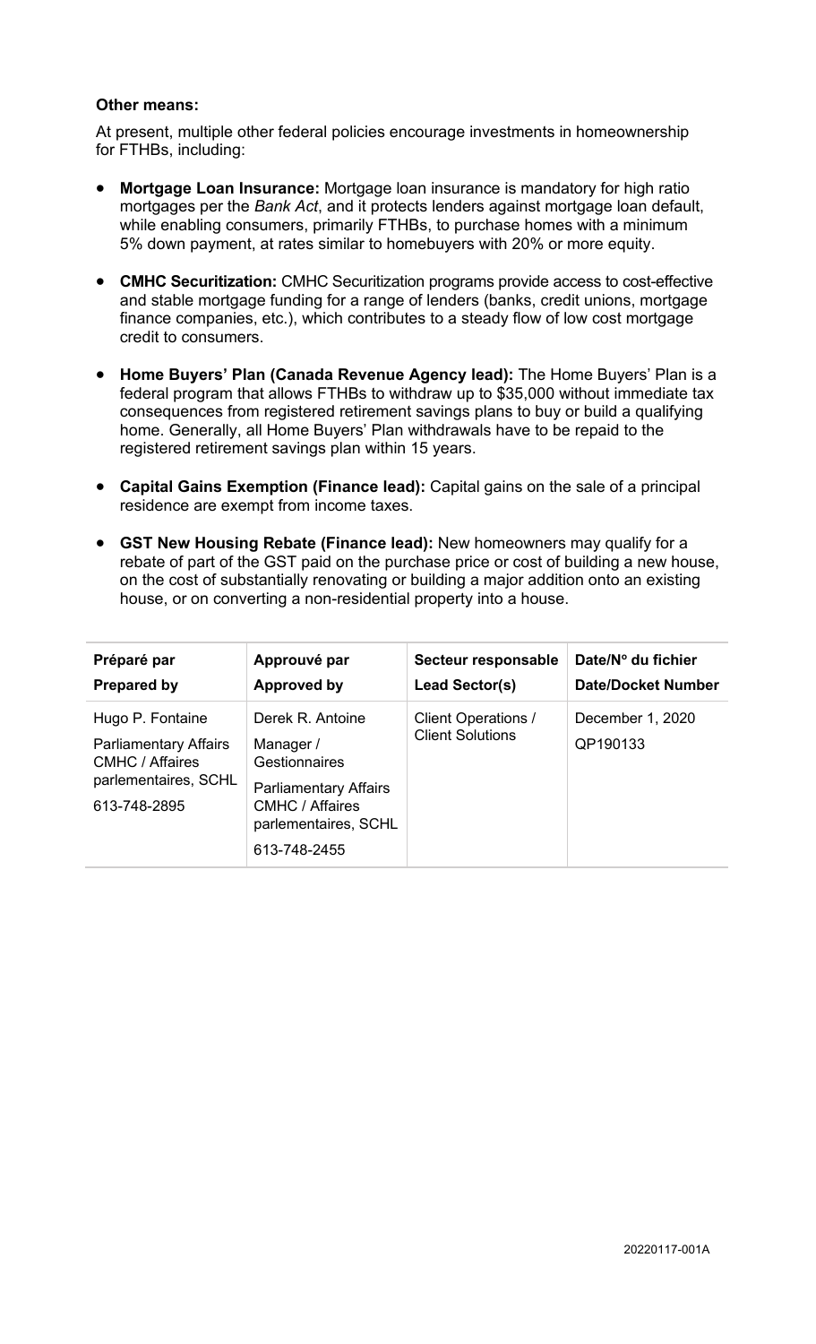**Other means:**

At present, multiple other federal policies encourage investments in homeownership for FTHBs, including:

- **Mortgage Loan Insurance:** Mortgage loan insurance is mandatory for high ratio mortgages per the *Bank Act*, and it protects lenders against mortgage loan default, while enabling consumers, primarily FTHBs, to purchase homes with a minimum 5% down payment, at rates similar to homebuyers with 20% or more equity.
- **CMHC Securitization:** CMHC Securitization programs provide access to cost-effective and stable mortgage funding for a range of lenders (banks, credit unions, mortgage finance companies, etc.), which contributes to a steady flow of low cost mortgage credit to consumers.
- **Home Buyers' Plan (Canada Revenue Agency lead):** The Home Buyers' Plan is a federal program that allows FTHBs to withdraw up to $35,000 without immediate tax consequences from registered retirement savings plans to buy or build a qualifying home. Generally, all Home Buyers' Plan withdrawals have to be repaid to the registered retirement savings plan within 15 years.
- **Capital Gains Exemption (Finance lead):** Capital gains on the sale of a principal residence are exempt from income taxes.
- **GST New Housing Rebate (Finance lead):** New homeowners may qualify for a rebate of part of the GST paid on the purchase price or cost of building a new house, on the cost of substantially renovating or building a major addition onto an existing house, or on converting a non-residential property into a house.

| **Préparé par**<br>**Prepared by** | **Approuvé par**<br>**Approved by** | **Secteur responsable**<br>**Lead Sector(s)** | **Date/N° du fichier**<br>**Date/Docket Number** |
|---|---|---|---|
| Hugo P. Fontaine<br>Parliamentary Affairs CMHC / Affaires parlementaires, SCHL<br>613-748-2895 | Derek R. Antoine<br>Manager / Gestionnaires<br>Parliamentary Affairs CMHC / Affaires parlementaires, SCHL<br>613-748-2455 | Client Operations / Client Solutions | December 1, 2020<br>QP190133 |

20220117-001A